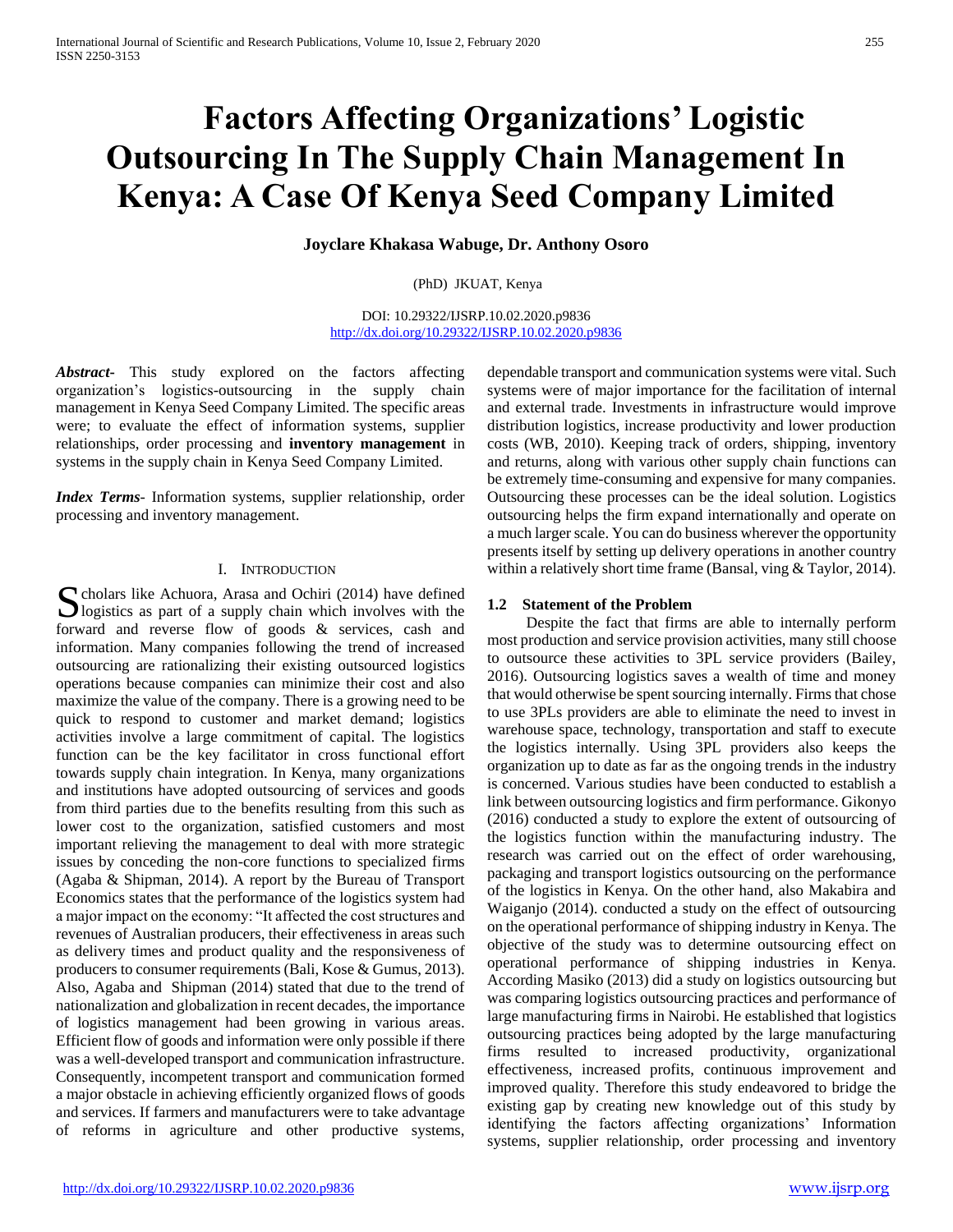# Factors Affecting Organizations' Logistic Outsourcing In The Supply Chain Management In Kenya: A Case Of Kenya Seed Company Limited

**Joyclare Khakasa Wabuge, Dr. Anthony Osoro**

(PhD) JKUAT, Kenya

DOI: 10.29322/IJSRP.10.02.2020.p9836
http://dx.doi.org/10.29322/IJSRP.10.02.2020.p9836

***Abstract***- This study explored on the factors affecting organization's logistics-outsourcing in the supply chain management in Kenya Seed Company Limited. The specific areas were; to evaluate the effect of information systems, supplier relationships, order processing and **inventory management** in systems in the supply chain in Kenya Seed Company Limited.

***Index Terms***- Information systems, supplier relationship, order processing and inventory management.

## I. Introduction

Scholars like Achuora, Arasa and Ochiri (2014) have defined logistics as part of a supply chain which involves with the forward and reverse flow of goods & services, cash and information. Many companies following the trend of increased outsourcing are rationalizing their existing outsourced logistics operations because companies can minimize their cost and also maximize the value of the company. There is a growing need to be quick to respond to customer and market demand; logistics activities involve a large commitment of capital. The logistics function can be the key facilitator in cross functional effort towards supply chain integration. In Kenya, many organizations and institutions have adopted outsourcing of services and goods from third parties due to the benefits resulting from this such as lower cost to the organization, satisfied customers and most important relieving the management to deal with more strategic issues by conceding the non-core functions to specialized firms (Agaba & Shipman, 2014). A report by the Bureau of Transport Economics states that the performance of the logistics system had a major impact on the economy: "It affected the cost structures and revenues of Australian producers, their effectiveness in areas such as delivery times and product quality and the responsiveness of producers to consumer requirements (Bali, Kose & Gumus, 2013). Also, Agaba and Shipman (2014) stated that due to the trend of nationalization and globalization in recent decades, the importance of logistics management had been growing in various areas. Efficient flow of goods and information were only possible if there was a well-developed transport and communication infrastructure. Consequently, incompetent transport and communication formed a major obstacle in achieving efficiently organized flows of goods and services. If farmers and manufacturers were to take advantage of reforms in agriculture and other productive systems, dependable transport and communication systems were vital. Such systems were of major importance for the facilitation of internal and external trade. Investments in infrastructure would improve distribution logistics, increase productivity and lower production costs (WB, 2010). Keeping track of orders, shipping, inventory and returns, along with various other supply chain functions can be extremely time-consuming and expensive for many companies. Outsourcing these processes can be the ideal solution. Logistics outsourcing helps the firm expand internationally and operate on a much larger scale. You can do business wherever the opportunity presents itself by setting up delivery operations in another country within a relatively short time frame (Bansal, ving & Taylor, 2014).

### 1.2 Statement of the Problem

Despite the fact that firms are able to internally perform most production and service provision activities, many still choose to outsource these activities to 3PL service providers (Bailey, 2016). Outsourcing logistics saves a wealth of time and money that would otherwise be spent sourcing internally. Firms that chose to use 3PLs providers are able to eliminate the need to invest in warehouse space, technology, transportation and staff to execute the logistics internally. Using 3PL providers also keeps the organization up to date as far as the ongoing trends in the industry is concerned. Various studies have been conducted to establish a link between outsourcing logistics and firm performance. Gikonyo (2016) conducted a study to explore the extent of outsourcing of the logistics function within the manufacturing industry. The research was carried out on the effect of order warehousing, packaging and transport logistics outsourcing on the performance of the logistics in Kenya. On the other hand, also Makabira and Waiganjo (2014). conducted a study on the effect of outsourcing on the operational performance of shipping industry in Kenya. The objective of the study was to determine outsourcing effect on operational performance of shipping industries in Kenya. According Masiko (2013) did a study on logistics outsourcing but was comparing logistics outsourcing practices and performance of large manufacturing firms in Nairobi. He established that logistics outsourcing practices being adopted by the large manufacturing firms resulted to increased productivity, organizational effectiveness, increased profits, continuous improvement and improved quality. Therefore this study endeavored to bridge the existing gap by creating new knowledge out of this study by identifying the factors affecting organizations' Information systems, supplier relationship, order processing and inventory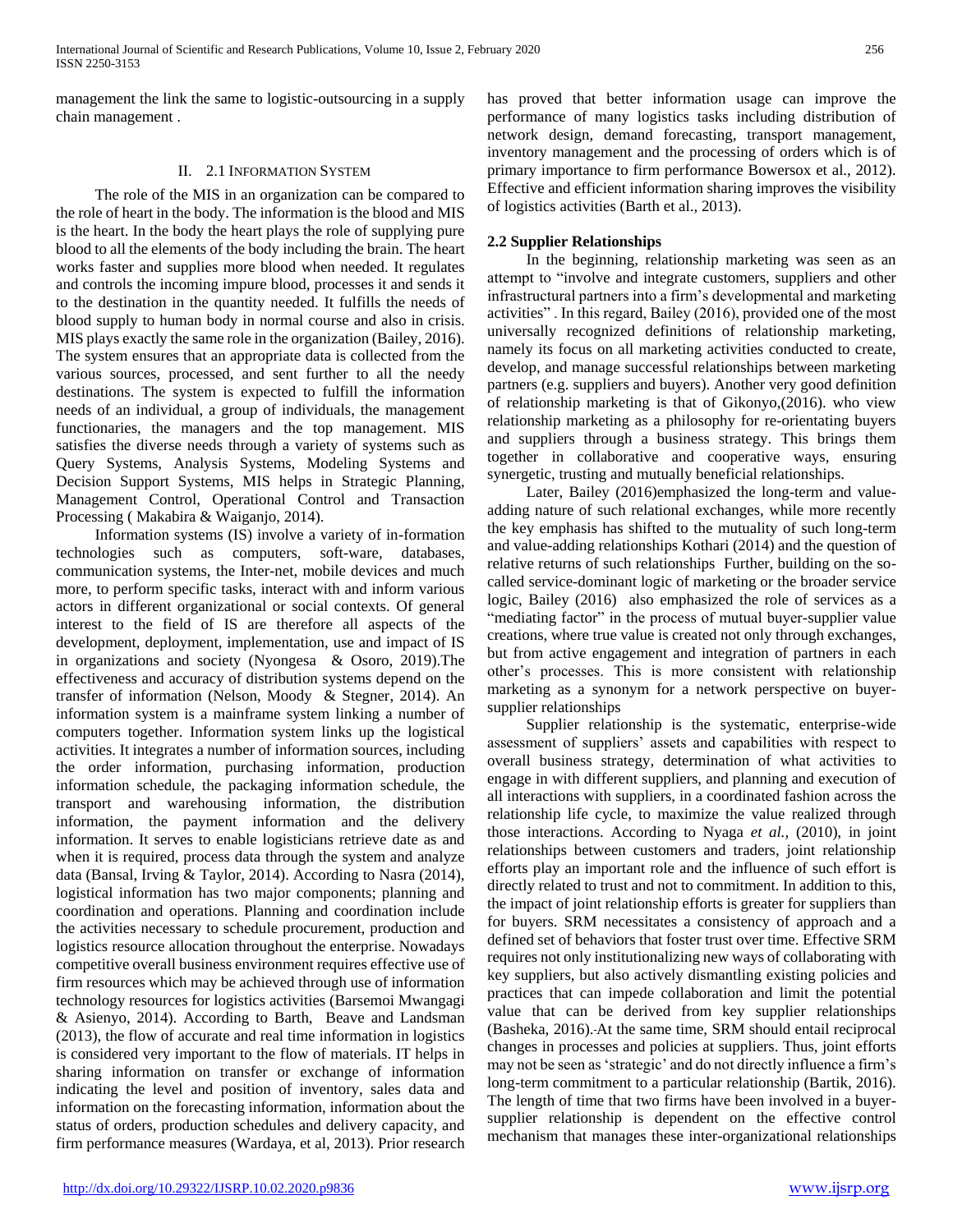management the link the same to logistic-outsourcing in a supply chain management .

## II. 2.1 Information System

The role of the MIS in an organization can be compared to the role of heart in the body. The information is the blood and MIS is the heart. In the body the heart plays the role of supplying pure blood to all the elements of the body including the brain. The heart works faster and supplies more blood when needed. It regulates and controls the incoming impure blood, processes it and sends it to the destination in the quantity needed. It fulfills the needs of blood supply to human body in normal course and also in crisis. MIS plays exactly the same role in the organization (Bailey, 2016). The system ensures that an appropriate data is collected from the various sources, processed, and sent further to all the needy destinations. The system is expected to fulfill the information needs of an individual, a group of individuals, the management functionaries, the managers and the top management. MIS satisfies the diverse needs through a variety of systems such as Query Systems, Analysis Systems, Modeling Systems and Decision Support Systems, MIS helps in Strategic Planning, Management Control, Operational Control and Transaction Processing ( Makabira & Waiganjo, 2014).

Information systems (IS) involve a variety of in-formation technologies such as computers, soft-ware, databases, communication systems, the Inter-net, mobile devices and much more, to perform specific tasks, interact with and inform various actors in different organizational or social contexts. Of general interest to the field of IS are therefore all aspects of the development, deployment, implementation, use and impact of IS in organizations and society (Nyongesa & Osoro, 2019).The effectiveness and accuracy of distribution systems depend on the transfer of information (Nelson, Moody & Stegner, 2014). An information system is a mainframe system linking a number of computers together. Information system links up the logistical activities. It integrates a number of information sources, including the order information, purchasing information, production information schedule, the packaging information schedule, the transport and warehousing information, the distribution information, the payment information and the delivery information. It serves to enable logisticians retrieve date as and when it is required, process data through the system and analyze data (Bansal, Irving & Taylor, 2014). According to Nasra (2014), logistical information has two major components; planning and coordination and operations. Planning and coordination include the activities necessary to schedule procurement, production and logistics resource allocation throughout the enterprise. Nowadays competitive overall business environment requires effective use of firm resources which may be achieved through use of information technology resources for logistics activities (Barsemoi Mwangagi & Asienyo, 2014). According to Barth, Beave and Landsman (2013), the flow of accurate and real time information in logistics is considered very important to the flow of materials. IT helps in sharing information on transfer or exchange of information indicating the level and position of inventory, sales data and information on the forecasting information, information about the status of orders, production schedules and delivery capacity, and firm performance measures (Wardaya, et al, 2013). Prior research has proved that better information usage can improve the performance of many logistics tasks including distribution of network design, demand forecasting, transport management, inventory management and the processing of orders which is of primary importance to firm performance Bowersox et al., 2012). Effective and efficient information sharing improves the visibility of logistics activities (Barth et al., 2013).

### 2.2 Supplier Relationships

In the beginning, relationship marketing was seen as an attempt to "involve and integrate customers, suppliers and other infrastructural partners into a firm's developmental and marketing activities" . In this regard, Bailey (2016), provided one of the most universally recognized definitions of relationship marketing, namely its focus on all marketing activities conducted to create, develop, and manage successful relationships between marketing partners (e.g. suppliers and buyers). Another very good definition of relationship marketing is that of Gikonyo,(2016). who view relationship marketing as a philosophy for re-orientating buyers and suppliers through a business strategy. This brings them together in collaborative and cooperative ways, ensuring synergetic, trusting and mutually beneficial relationships.

Later, Bailey (2016)emphasized the long-term and value-adding nature of such relational exchanges, while more recently the key emphasis has shifted to the mutuality of such long-term and value-adding relationships Kothari (2014) and the question of relative returns of such relationships Further, building on the so-called service-dominant logic of marketing or the broader service logic, Bailey (2016) also emphasized the role of services as a "mediating factor" in the process of mutual buyer-supplier value creations, where true value is created not only through exchanges, but from active engagement and integration of partners in each other's processes. This is more consistent with relationship marketing as a synonym for a network perspective on buyer-supplier relationships

Supplier relationship is the systematic, enterprise-wide assessment of suppliers' assets and capabilities with respect to overall business strategy, determination of what activities to engage in with different suppliers, and planning and execution of all interactions with suppliers, in a coordinated fashion across the relationship life cycle, to maximize the value realized through those interactions. According to Nyaga *et al.,* (2010), in joint relationships between customers and traders, joint relationship efforts play an important role and the influence of such effort is directly related to trust and not to commitment. In addition to this, the impact of joint relationship efforts is greater for suppliers than for buyers. SRM necessitates a consistency of approach and a defined set of behaviors that foster trust over time. Effective SRM requires not only institutionalizing new ways of collaborating with key suppliers, but also actively dismantling existing policies and practices that can impede collaboration and limit the potential value that can be derived from key supplier relationships (Basheka, 2016). At the same time, SRM should entail reciprocal changes in processes and policies at suppliers. Thus, joint efforts may not be seen as 'strategic' and do not directly influence a firm's long-term commitment to a particular relationship (Bartik, 2016). The length of time that two firms have been involved in a buyer-supplier relationship is dependent on the effective control mechanism that manages these inter-organizational relationships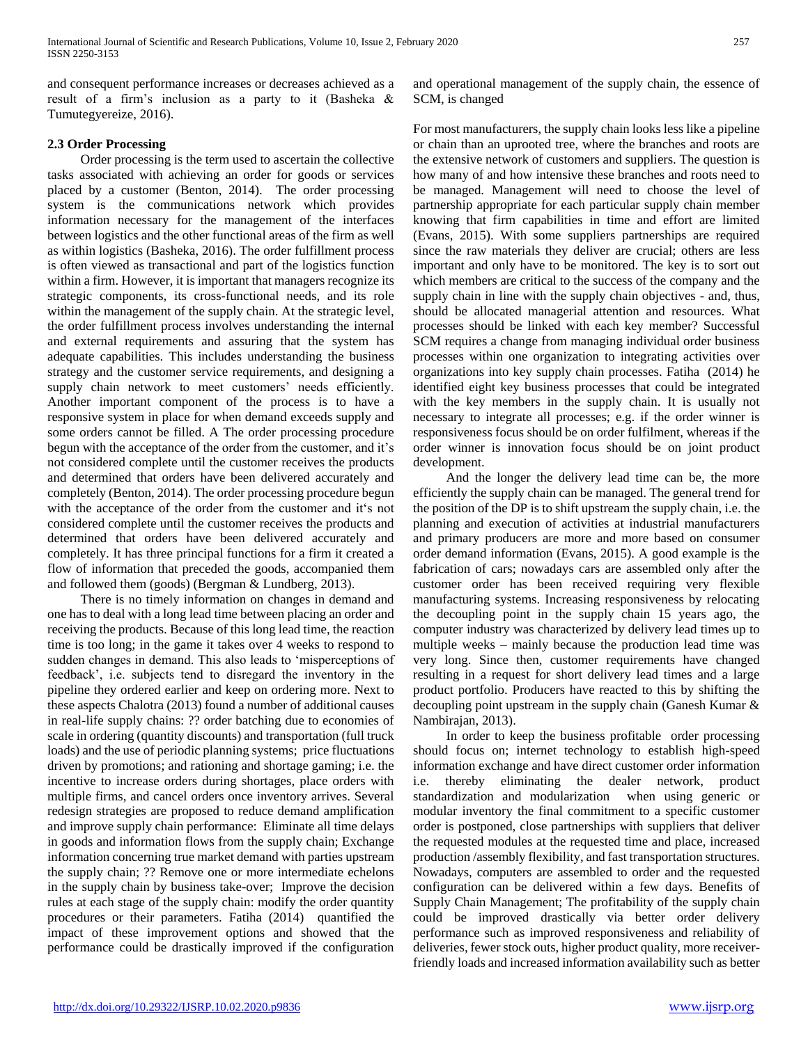and consequent performance increases or decreases achieved as a result of a firm's inclusion as a party to it (Basheka & Tumutegyereize, 2016).

### 2.3 Order Processing

Order processing is the term used to ascertain the collective tasks associated with achieving an order for goods or services placed by a customer (Benton, 2014). The order processing system is the communications network which provides information necessary for the management of the interfaces between logistics and the other functional areas of the firm as well as within logistics (Basheka, 2016). The order fulfillment process is often viewed as transactional and part of the logistics function within a firm. However, it is important that managers recognize its strategic components, its cross-functional needs, and its role within the management of the supply chain. At the strategic level, the order fulfillment process involves understanding the internal and external requirements and assuring that the system has adequate capabilities. This includes understanding the business strategy and the customer service requirements, and designing a supply chain network to meet customers' needs efficiently. Another important component of the process is to have a responsive system in place for when demand exceeds supply and some orders cannot be filled. A The order processing procedure begun with the acceptance of the order from the customer, and it's not considered complete until the customer receives the products and determined that orders have been delivered accurately and completely (Benton, 2014). The order processing procedure begun with the acceptance of the order from the customer and it's not considered complete until the customer receives the products and determined that orders have been delivered accurately and completely. It has three principal functions for a firm it created a flow of information that preceded the goods, accompanied them and followed them (goods) (Bergman & Lundberg, 2013).

There is no timely information on changes in demand and one has to deal with a long lead time between placing an order and receiving the products. Because of this long lead time, the reaction time is too long; in the game it takes over 4 weeks to respond to sudden changes in demand. This also leads to 'misperceptions of feedback', i.e. subjects tend to disregard the inventory in the pipeline they ordered earlier and keep on ordering more. Next to these aspects Chalotra (2013) found a number of additional causes in real-life supply chains: ?? order batching due to economies of scale in ordering (quantity discounts) and transportation (full truck loads) and the use of periodic planning systems; price fluctuations driven by promotions; and rationing and shortage gaming; i.e. the incentive to increase orders during shortages, place orders with multiple firms, and cancel orders once inventory arrives. Several redesign strategies are proposed to reduce demand amplification and improve supply chain performance: Eliminate all time delays in goods and information flows from the supply chain; Exchange information concerning true market demand with parties upstream the supply chain; ?? Remove one or more intermediate echelons in the supply chain by business take-over; Improve the decision rules at each stage of the supply chain: modify the order quantity procedures or their parameters. Fatiha (2014) quantified the impact of these improvement options and showed that the performance could be drastically improved if the configuration and operational management of the supply chain, the essence of SCM, is changed

For most manufacturers, the supply chain looks less like a pipeline or chain than an uprooted tree, where the branches and roots are the extensive network of customers and suppliers. The question is how many of and how intensive these branches and roots need to be managed. Management will need to choose the level of partnership appropriate for each particular supply chain member knowing that firm capabilities in time and effort are limited (Evans, 2015). With some suppliers partnerships are required since the raw materials they deliver are crucial; others are less important and only have to be monitored. The key is to sort out which members are critical to the success of the company and the supply chain in line with the supply chain objectives - and, thus, should be allocated managerial attention and resources. What processes should be linked with each key member? Successful SCM requires a change from managing individual order business processes within one organization to integrating activities over organizations into key supply chain processes. Fatiha (2014) he identified eight key business processes that could be integrated with the key members in the supply chain. It is usually not necessary to integrate all processes; e.g. if the order winner is responsiveness focus should be on order fulfilment, whereas if the order winner is innovation focus should be on joint product development.

And the longer the delivery lead time can be, the more efficiently the supply chain can be managed. The general trend for the position of the DP is to shift upstream the supply chain, i.e. the planning and execution of activities at industrial manufacturers and primary producers are more and more based on consumer order demand information (Evans, 2015). A good example is the fabrication of cars; nowadays cars are assembled only after the customer order has been received requiring very flexible manufacturing systems. Increasing responsiveness by relocating the decoupling point in the supply chain 15 years ago, the computer industry was characterized by delivery lead times up to multiple weeks – mainly because the production lead time was very long. Since then, customer requirements have changed resulting in a request for short delivery lead times and a large product portfolio. Producers have reacted to this by shifting the decoupling point upstream in the supply chain (Ganesh Kumar & Nambirajan, 2013).

In order to keep the business profitable order processing should focus on; internet technology to establish high-speed information exchange and have direct customer order information i.e. thereby eliminating the dealer network, product standardization and modularization when using generic or modular inventory the final commitment to a specific customer order is postponed, close partnerships with suppliers that deliver the requested modules at the requested time and place, increased production /assembly flexibility, and fast transportation structures. Nowadays, computers are assembled to order and the requested configuration can be delivered within a few days. Benefits of Supply Chain Management; The profitability of the supply chain could be improved drastically via better order delivery performance such as improved responsiveness and reliability of deliveries, fewer stock outs, higher product quality, more receiver-friendly loads and increased information availability such as better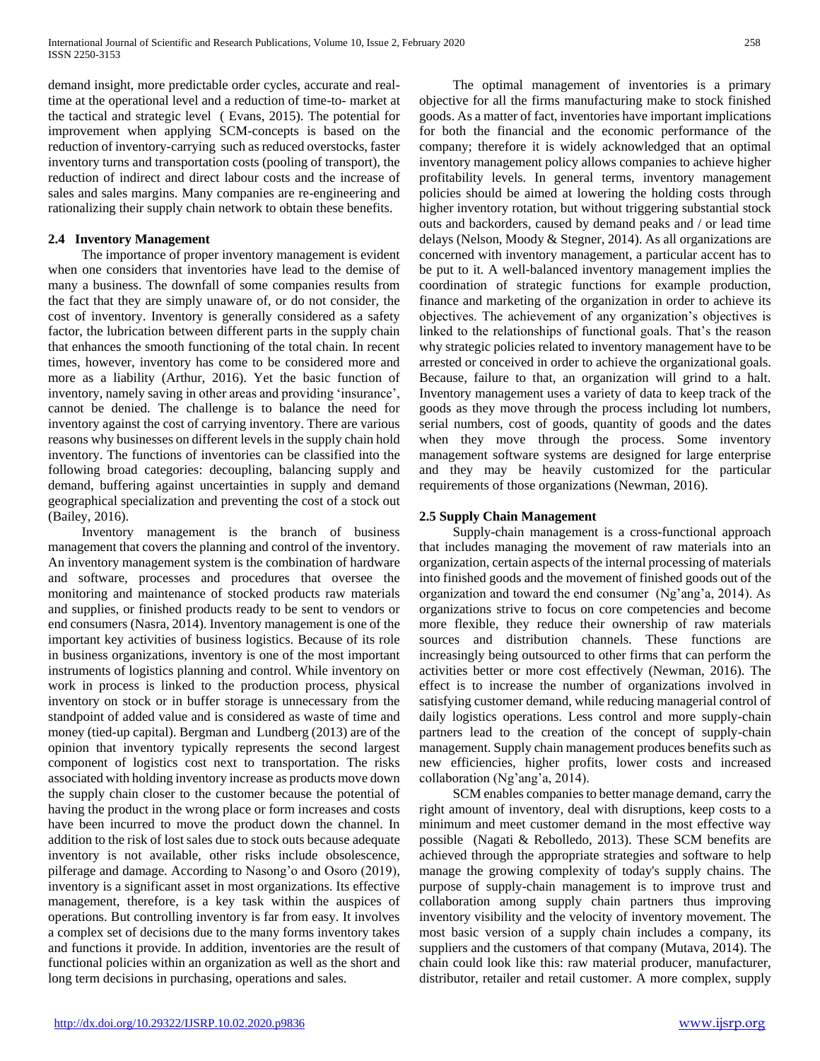demand insight, more predictable order cycles, accurate and real-time at the operational level and a reduction of time-to- market at the tactical and strategic level ( Evans, 2015). The potential for improvement when applying SCM-concepts is based on the reduction of inventory-carrying such as reduced overstocks, faster inventory turns and transportation costs (pooling of transport), the reduction of indirect and direct labour costs and the increase of sales and sales margins. Many companies are re-engineering and rationalizing their supply chain network to obtain these benefits.

### 2.4 Inventory Management

The importance of proper inventory management is evident when one considers that inventories have lead to the demise of many a business. The downfall of some companies results from the fact that they are simply unaware of, or do not consider, the cost of inventory. Inventory is generally considered as a safety factor, the lubrication between different parts in the supply chain that enhances the smooth functioning of the total chain. In recent times, however, inventory has come to be considered more and more as a liability (Arthur, 2016). Yet the basic function of inventory, namely saving in other areas and providing 'insurance', cannot be denied. The challenge is to balance the need for inventory against the cost of carrying inventory. There are various reasons why businesses on different levels in the supply chain hold inventory. The functions of inventories can be classified into the following broad categories: decoupling, balancing supply and demand, buffering against uncertainties in supply and demand geographical specialization and preventing the cost of a stock out (Bailey, 2016).

Inventory management is the branch of business management that covers the planning and control of the inventory. An inventory management system is the combination of hardware and software, processes and procedures that oversee the monitoring and maintenance of stocked products raw materials and supplies, or finished products ready to be sent to vendors or end consumers (Nasra, 2014). Inventory management is one of the important key activities of business logistics. Because of its role in business organizations, inventory is one of the most important instruments of logistics planning and control. While inventory on work in process is linked to the production process, physical inventory on stock or in buffer storage is unnecessary from the standpoint of added value and is considered as waste of time and money (tied-up capital). Bergman and Lundberg (2013) are of the opinion that inventory typically represents the second largest component of logistics cost next to transportation. The risks associated with holding inventory increase as products move down the supply chain closer to the customer because the potential of having the product in the wrong place or form increases and costs have been incurred to move the product down the channel. In addition to the risk of lost sales due to stock outs because adequate inventory is not available, other risks include obsolescence, pilferage and damage. According to Nasong'o and Osoro (2019), inventory is a significant asset in most organizations. Its effective management, therefore, is a key task within the auspices of operations. But controlling inventory is far from easy. It involves a complex set of decisions due to the many forms inventory takes and functions it provide. In addition, inventories are the result of functional policies within an organization as well as the short and long term decisions in purchasing, operations and sales.

The optimal management of inventories is a primary objective for all the firms manufacturing make to stock finished goods. As a matter of fact, inventories have important implications for both the financial and the economic performance of the company; therefore it is widely acknowledged that an optimal inventory management policy allows companies to achieve higher profitability levels. In general terms, inventory management policies should be aimed at lowering the holding costs through higher inventory rotation, but without triggering substantial stock outs and backorders, caused by demand peaks and / or lead time delays (Nelson, Moody & Stegner, 2014). As all organizations are concerned with inventory management, a particular accent has to be put to it. A well-balanced inventory management implies the coordination of strategic functions for example production, finance and marketing of the organization in order to achieve its objectives. The achievement of any organization's objectives is linked to the relationships of functional goals. That's the reason why strategic policies related to inventory management have to be arrested or conceived in order to achieve the organizational goals. Because, failure to that, an organization will grind to a halt. Inventory management uses a variety of data to keep track of the goods as they move through the process including lot numbers, serial numbers, cost of goods, quantity of goods and the dates when they move through the process. Some inventory management software systems are designed for large enterprise and they may be heavily customized for the particular requirements of those organizations (Newman, 2016).

### 2.5 Supply Chain Management

Supply-chain management is a cross-functional approach that includes managing the movement of raw materials into an organization, certain aspects of the internal processing of materials into finished goods and the movement of finished goods out of the organization and toward the end consumer (Ng'ang'a, 2014). As organizations strive to focus on core competencies and become more flexible, they reduce their ownership of raw materials sources and distribution channels. These functions are increasingly being outsourced to other firms that can perform the activities better or more cost effectively (Newman, 2016). The effect is to increase the number of organizations involved in satisfying customer demand, while reducing managerial control of daily logistics operations. Less control and more supply-chain partners lead to the creation of the concept of supply-chain management. Supply chain management produces benefits such as new efficiencies, higher profits, lower costs and increased collaboration (Ng'ang'a, 2014).

SCM enables companies to better manage demand, carry the right amount of inventory, deal with disruptions, keep costs to a minimum and meet customer demand in the most effective way possible (Nagati & Rebolledo, 2013). These SCM benefits are achieved through the appropriate strategies and software to help manage the growing complexity of today's supply chains. The purpose of supply-chain management is to improve trust and collaboration among supply chain partners thus improving inventory visibility and the velocity of inventory movement. The most basic version of a supply chain includes a company, its suppliers and the customers of that company (Mutava, 2014). The chain could look like this: raw material producer, manufacturer, distributor, retailer and retail customer. A more complex, supply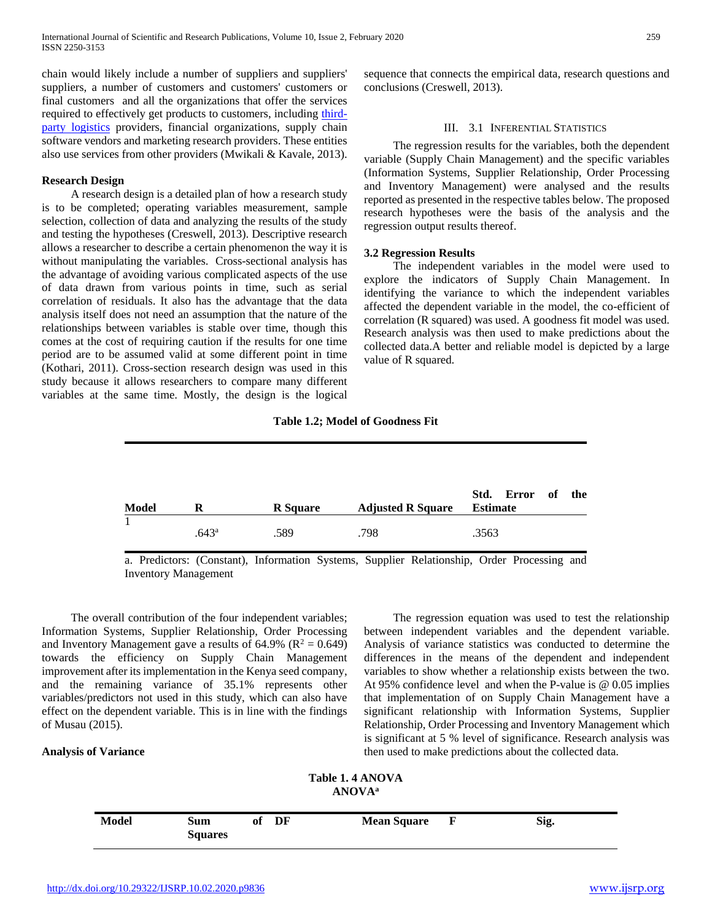chain would likely include a number of suppliers and suppliers' suppliers, a number of customers and customers' customers or final customers and all the organizations that offer the services required to effectively get products to customers, including third-party logistics providers, financial organizations, supply chain software vendors and marketing research providers. These entities also use services from other providers (Mwikali & Kavale, 2013).

**Research Design**

A research design is a detailed plan of how a research study is to be completed; operating variables measurement, sample selection, collection of data and analyzing the results of the study and testing the hypotheses (Creswell, 2013). Descriptive research allows a researcher to describe a certain phenomenon the way it is without manipulating the variables. Cross-sectional analysis has the advantage of avoiding various complicated aspects of the use of data drawn from various points in time, such as serial correlation of residuals. It also has the advantage that the data analysis itself does not need an assumption that the nature of the relationships between variables is stable over time, though this comes at the cost of requiring caution if the results for one time period are to be assumed valid at some different point in time (Kothari, 2011). Cross-section research design was used in this study because it allows researchers to compare many different variables at the same time. Mostly, the design is the logical sequence that connects the empirical data, research questions and conclusions (Creswell, 2013).

## III. 3.1 Inferential Statistics

The regression results for the variables, both the dependent variable (Supply Chain Management) and the specific variables (Information Systems, Supplier Relationship, Order Processing and Inventory Management) were analysed and the results reported as presented in the respective tables below. The proposed research hypotheses were the basis of the analysis and the regression output results thereof.

### 3.2 Regression Results

The independent variables in the model were used to explore the indicators of Supply Chain Management. In identifying the variance to which the independent variables affected the dependent variable in the model, the co-efficient of correlation (R squared) was used. A goodness fit model was used. Research analysis was then used to make predictions about the collected data.A better and reliable model is depicted by a large value of R squared.

**Table 1.2; Model of Goodness Fit**

| Model | R | R Square | Adjusted R Square | Std. Error of the Estimate |
|---|---|---|---|---|
| 1 | .643[a] | .589 | .798 | .3563 |

a. Predictors: (Constant), Information Systems, Supplier Relationship, Order Processing and Inventory Management

The overall contribution of the four independent variables; Information Systems, Supplier Relationship, Order Processing and Inventory Management gave a results of 64.9% ($R^2 = 0.649$) towards the efficiency on Supply Chain Management improvement after its implementation in the Kenya seed company, and the remaining variance of 35.1% represents other variables/predictors not used in this study, which can also have effect on the dependent variable. This is in line with the findings of Musau (2015).

**Analysis of Variance**

The regression equation was used to test the relationship between independent variables and the dependent variable. Analysis of variance statistics was conducted to determine the differences in the means of the dependent and independent variables to show whether a relationship exists between the two. At 95% confidence level and when the P-value is @ 0.05 implies that implementation of on Supply Chain Management have a significant relationship with Information Systems, Supplier Relationship, Order Processing and Inventory Management which is significant at 5 % level of significance. Research analysis was then used to make predictions about the collected data.

**Table 1. 4 ANOVA**
**ANOVA[a]**

| Model | Sum of Squares | DF | Mean Square | F | Sig. |
|---|---|---|---|---|---|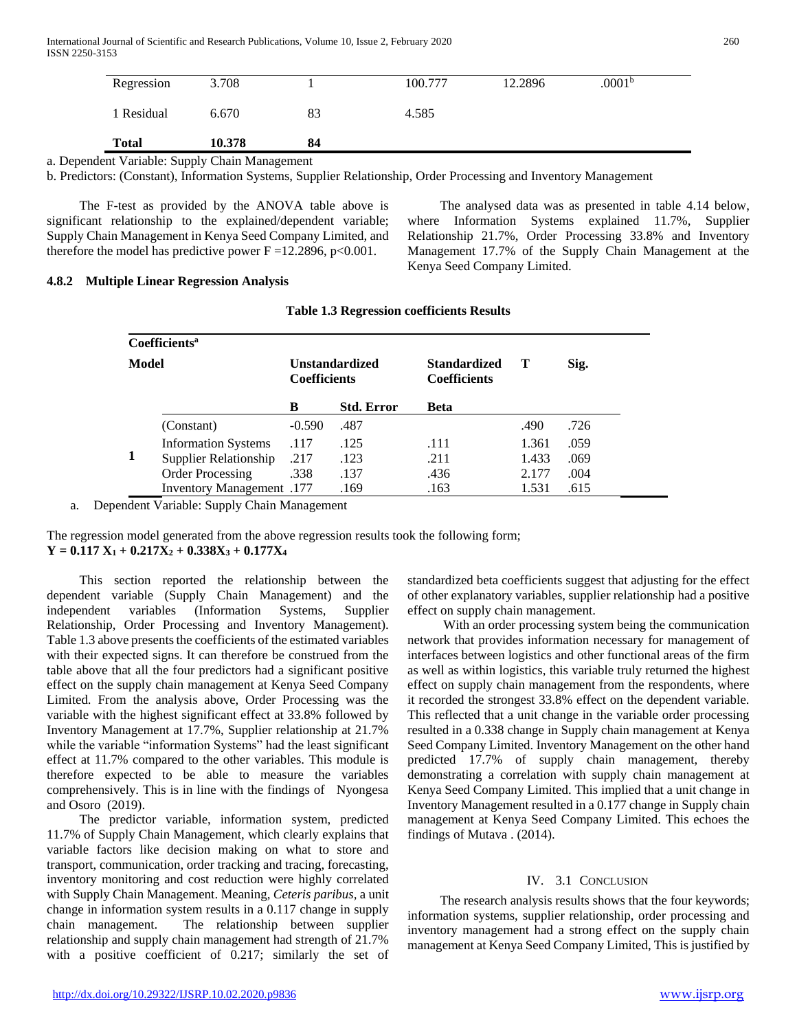| Model | | Sum of Squares | df | Mean Square | F | Sig. |
|---|---|---|---|---|---|---|
| | Regression | 3.708 | 1 | 100.777 | 12.2896 | .0001[b] |
| 1 | Residual | 6.670 | 83 | 4.585 | | |
| | **Total** | **10.378** | **84** | | | |

a. Dependent Variable: Supply Chain Management

b. Predictors: (Constant), Information Systems, Supplier Relationship, Order Processing and Inventory Management

The F-test as provided by the ANOVA table above is significant relationship to the explained/dependent variable; Supply Chain Management in Kenya Seed Company Limited, and therefore the model has predictive power F =12.2896, p<0.001.

### 4.8.2 Multiple Linear Regression Analysis

The analysed data was as presented in table 4.14 below, where Information Systems explained 11.7%, Supplier Relationship 21.7%, Order Processing 33.8% and Inventory Management 17.7% of the Supply Chain Management at the Kenya Seed Company Limited.

**Table 1.3 Regression coefficients Results**

| **Coefficients[a]** | | | | | | |
|---|---|---|---|---|---|---|
| **Model** | | **Unstandardized Coefficients** | | **Standardized Coefficients** | **T** | **Sig.** |
| | | **B** | **Std. Error** | **Beta** | | |
| 1 | (Constant) | -0.590 | .487 | | .490 | .726 |
| | Information Systems | .117 | .125 | .111 | 1.361 | .059 |
| | Supplier Relationship | .217 | .123 | .211 | 1.433 | .069 |
| | Order Processing | .338 | .137 | .436 | 2.177 | .004 |
| | Inventory Management | .177 | .169 | .163 | 1.531 | .615 |

a. Dependent Variable: Supply Chain Management

The regression model generated from the above regression results took the following form;

$$\mathbf{Y = 0.117\,X_1 + 0.217X_2 + 0.338X_3 + 0.177X_4}$$

This section reported the relationship between the dependent variable (Supply Chain Management) and the independent variables (Information Systems, Supplier Relationship, Order Processing and Inventory Management). Table 1.3 above presents the coefficients of the estimated variables with their expected signs. It can therefore be construed from the table above that all the four predictors had a significant positive effect on the supply chain management at Kenya Seed Company Limited. From the analysis above, Order Processing was the variable with the highest significant effect at 33.8% followed by Inventory Management at 17.7%, Supplier relationship at 21.7% while the variable "information Systems" had the least significant effect at 11.7% compared to the other variables. This module is therefore expected to be able to measure the variables comprehensively. This is in line with the findings of Nyongesa and Osoro (2019).

The predictor variable, information system, predicted 11.7% of Supply Chain Management, which clearly explains that variable factors like decision making on what to store and transport, communication, order tracking and tracing, forecasting, inventory monitoring and cost reduction were highly correlated with Supply Chain Management. Meaning, *Ceteris paribus*, a unit change in information system results in a 0.117 change in supply chain management. The relationship between supplier relationship and supply chain management had strength of 21.7% with a positive coefficient of 0.217; similarly the set of standardized beta coefficients suggest that adjusting for the effect of other explanatory variables, supplier relationship had a positive effect on supply chain management.

With an order processing system being the communication network that provides information necessary for management of interfaces between logistics and other functional areas of the firm as well as within logistics, this variable truly returned the highest effect on supply chain management from the respondents, where it recorded the strongest 33.8% effect on the dependent variable. This reflected that a unit change in the variable order processing resulted in a 0.338 change in Supply chain management at Kenya Seed Company Limited. Inventory Management on the other hand predicted 17.7% of supply chain management, thereby demonstrating a correlation with supply chain management at Kenya Seed Company Limited. This implied that a unit change in Inventory Management resulted in a 0.177 change in Supply chain management at Kenya Seed Company Limited. This echoes the findings of Mutava . (2014).

## IV. 3.1 Conclusion

The research analysis results shows that the four keywords; information systems, supplier relationship, order processing and inventory management had a strong effect on the supply chain management at Kenya Seed Company Limited, This is justified by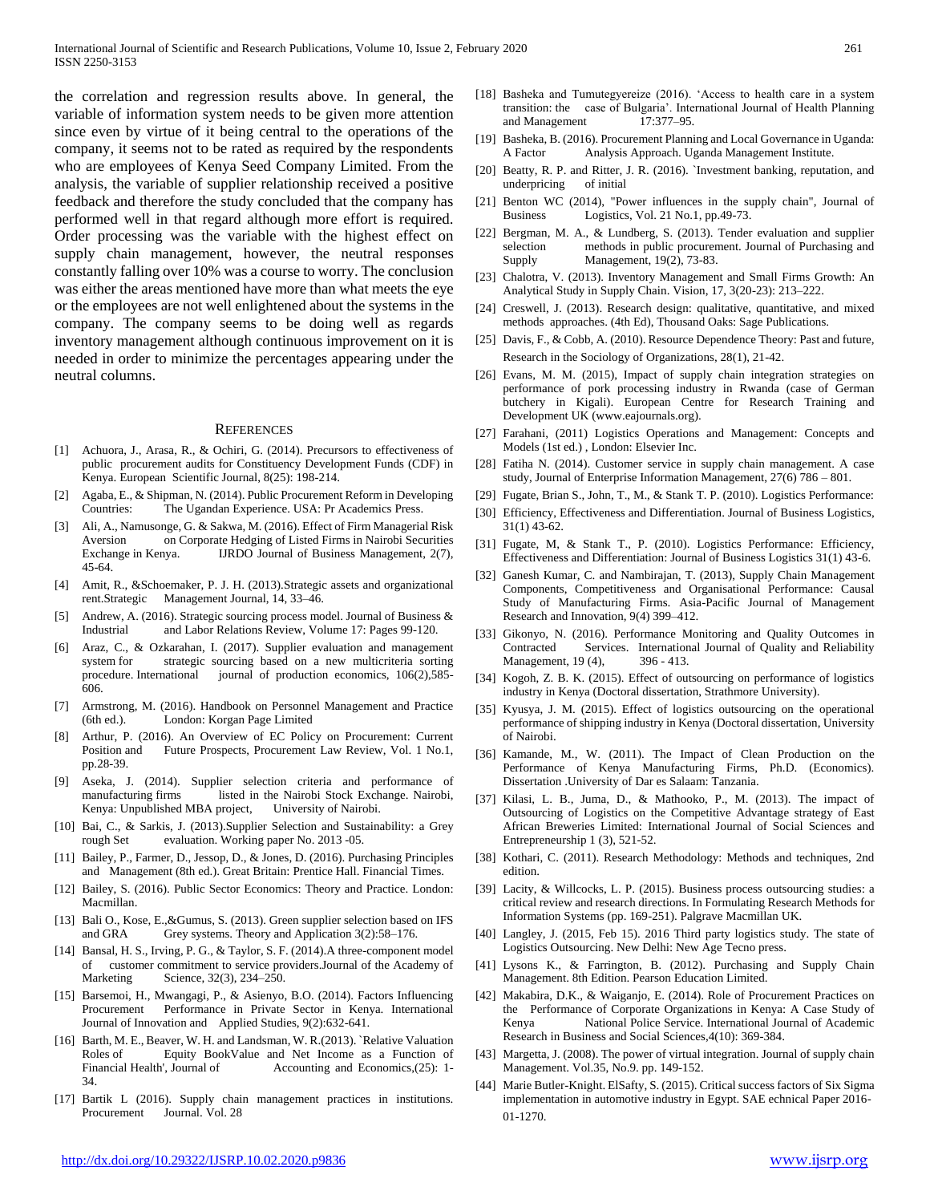the correlation and regression results above. In general, the variable of information system needs to be given more attention since even by virtue of it being central to the operations of the company, it seems not to be rated as required by the respondents who are employees of Kenya Seed Company Limited. From the analysis, the variable of supplier relationship received a positive feedback and therefore the study concluded that the company has performed well in that regard although more effort is required. Order processing was the variable with the highest effect on supply chain management, however, the neutral responses constantly falling over 10% was a course to worry. The conclusion was either the areas mentioned have more than what meets the eye or the employees are not well enlightened about the systems in the company. The company seems to be doing well as regards inventory management although continuous improvement on it is needed in order to minimize the percentages appearing under the neutral columns.

## REFERENCES

[1] Achuora, J., Arasa, R., & Ochiri, G. (2014). Precursors to effectiveness of public procurement audits for Constituency Development Funds (CDF) in Kenya. European Scientific Journal, 8(25): 198-214.

[2] Agaba, E., & Shipman, N. (2014). Public Procurement Reform in Developing Countries: The Ugandan Experience. USA: Pr Academics Press.

[3] Ali, A., Namusonge, G. & Sakwa, M. (2016). Effect of Firm Managerial Risk Aversion on Corporate Hedging of Listed Firms in Nairobi Securities Exchange in Kenya. IJRDO Journal of Business Management, 2(7), 45-64.

[4] Amit, R., &Schoemaker, P. J. H. (2013).Strategic assets and organizational rent.Strategic Management Journal, 14, 33–46.

[5] Andrew, A. (2016). Strategic sourcing process model. Journal of Business & Industrial and Labor Relations Review, Volume 17: Pages 99-120.

[6] Araz, C., & Ozkarahan, I. (2017). Supplier evaluation and management system for strategic sourcing based on a new multicriteria sorting procedure. International journal of production economics, 106(2),585-606.

[7] Armstrong, M. (2016). Handbook on Personnel Management and Practice (6th ed.). London: Korgan Page Limited

[8] Arthur, P. (2016). An Overview of EC Policy on Procurement: Current Position and Future Prospects, Procurement Law Review, Vol. 1 No.1, pp.28-39.

[9] Aseka, J. (2014). Supplier selection criteria and performance of manufacturing firms listed in the Nairobi Stock Exchange. Nairobi, Kenya: Unpublished MBA project, University of Nairobi.

[10] Bai, C., & Sarkis, J. (2013).Supplier Selection and Sustainability: a Grey rough Set evaluation. Working paper No. 2013 -05.

[11] Bailey, P., Farmer, D., Jessop, D., & Jones, D. (2016). Purchasing Principles and Management (8th ed.). Great Britain: Prentice Hall. Financial Times.

[12] Bailey, S. (2016). Public Sector Economics: Theory and Practice. London: Macmillan.

[13] Bali O., Kose, E.,&Gumus, S. (2013). Green supplier selection based on IFS and GRA Grey systems. Theory and Application 3(2):58–176.

[14] Bansal, H. S., Irving, P. G., & Taylor, S. F. (2014).A three-component model of customer commitment to service providers.Journal of the Academy of Marketing Science, 32(3), 234–250.

[15] Barsemoi, H., Mwangagi, P., & Asienyo, B.O. (2014). Factors Influencing Procurement Performance in Private Sector in Kenya. International Journal of Innovation and Applied Studies, 9(2):632-641.

[16] Barth, M. E., Beaver, W. H. and Landsman, W. R.(2013). `Relative Valuation Roles of Equity BookValue and Net Income as a Function of Financial Health', Journal of Accounting and Economics,(25): 1-34.

[17] Bartik L (2016). Supply chain management practices in institutions. Procurement Journal. Vol. 28

[18] Basheka and Tumutegyereize (2016). 'Access to health care in a system transition: the case of Bulgaria'. International Journal of Health Planning and Management 17:377–95.

[19] Basheka, B. (2016). Procurement Planning and Local Governance in Uganda: A Factor Analysis Approach. Uganda Management Institute.

[20] Beatty, R. P. and Ritter, J. R. (2016). `Investment banking, reputation, and underpricing of initial

[21] Benton WC (2014), "Power influences in the supply chain", Journal of Business Logistics, Vol. 21 No.1, pp.49-73.

[22] Bergman, M. A., & Lundberg, S. (2013). Tender evaluation and supplier selection methods in public procurement. Journal of Purchasing and Supply Management, 19(2), 73-83.

[23] Chalotra, V. (2013). Inventory Management and Small Firms Growth: An Analytical Study in Supply Chain. Vision, 17, 3(20-23): 213–222.

[24] Creswell, J. (2013). Research design: qualitative, quantitative, and mixed methods approaches. (4th Ed), Thousand Oaks: Sage Publications.

[25] Davis, F., & Cobb, A. (2010). Resource Dependence Theory: Past and future, Research in the Sociology of Organizations, 28(1), 21-42.

[26] Evans, M. M. (2015), Impact of supply chain integration strategies on performance of pork processing industry in Rwanda (case of German butchery in Kigali). European Centre for Research Training and Development UK (www.eajournals.org).

[27] Farahani, (2011) Logistics Operations and Management: Concepts and Models (1st ed.) , London: Elsevier Inc.

[28] Fatiha N. (2014). Customer service in supply chain management. A case study, Journal of Enterprise Information Management, 27(6) 786 – 801.

[29] Fugate, Brian S., John, T., M., & Stank T. P. (2010). Logistics Performance:

[30] Efficiency, Effectiveness and Differentiation. Journal of Business Logistics, 31(1) 43-62.

[31] Fugate, M, & Stank T., P. (2010). Logistics Performance: Efficiency, Effectiveness and Differentiation: Journal of Business Logistics 31(1) 43-6.

[32] Ganesh Kumar, C. and Nambirajan, T. (2013), Supply Chain Management Components, Competitiveness and Organisational Performance: Causal Study of Manufacturing Firms. Asia-Pacific Journal of Management Research and Innovation, 9(4) 399–412.

[33] Gikonyo, N. (2016). Performance Monitoring and Quality Outcomes in Contracted Services. International Journal of Quality and Reliability Management, 19 (4), 396 - 413.

[34] Kogoh, Z. B. K. (2015). Effect of outsourcing on performance of logistics industry in Kenya (Doctoral dissertation, Strathmore University).

[35] Kyusya, J. M. (2015). Effect of logistics outsourcing on the operational performance of shipping industry in Kenya (Doctoral dissertation, University of Nairobi.

[36] Kamande, M., W. (2011). The Impact of Clean Production on the Performance of Kenya Manufacturing Firms, Ph.D. (Economics). Dissertation .University of Dar es Salaam: Tanzania.

[37] Kilasi, L. B., Juma, D., & Mathooko, P., M. (2013). The impact of Outsourcing of Logistics on the Competitive Advantage strategy of East African Breweries Limited: International Journal of Social Sciences and Entrepreneurship 1 (3), 521-52.

[38] Kothari, C. (2011). Research Methodology: Methods and techniques, 2nd edition.

[39] Lacity, & Willcocks, L. P. (2015). Business process outsourcing studies: a critical review and research directions. In Formulating Research Methods for Information Systems (pp. 169-251). Palgrave Macmillan UK.

[40] Langley, J. (2015, Feb 15). 2016 Third party logistics study. The state of Logistics Outsourcing. New Delhi: New Age Tecno press.

[41] Lysons K., & Farrington, B. (2012). Purchasing and Supply Chain Management. 8th Edition. Pearson Education Limited.

[42] Makabira, D.K., & Waiganjo, E. (2014). Role of Procurement Practices on the Performance of Corporate Organizations in Kenya: A Case Study of Kenya National Police Service. International Journal of Academic Research in Business and Social Sciences,4(10): 369-384.

[43] Margetta, J. (2008). The power of virtual integration. Journal of supply chain Management. Vol.35, No.9. pp. 149-152.

[44] Marie Butler-Knight. ElSafty, S. (2015). Critical success factors of Six Sigma implementation in automotive industry in Egypt. SAE echnical Paper 2016-01-1270.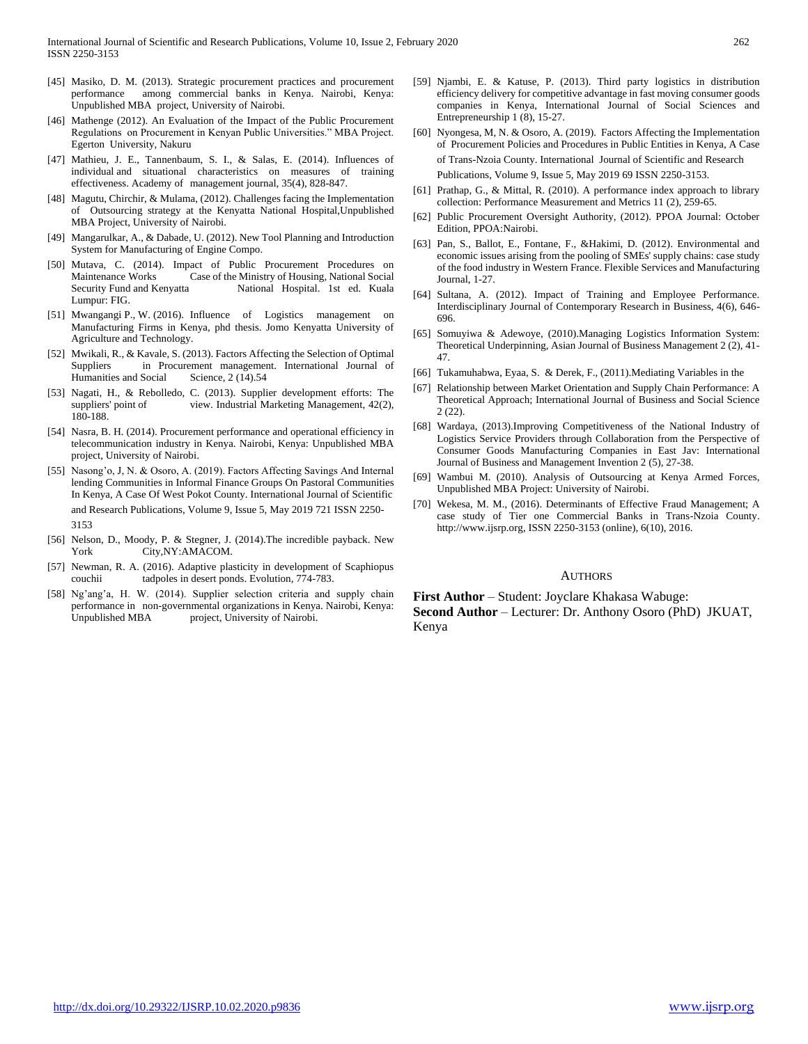[45] Masiko, D. M. (2013). Strategic procurement practices and procurement performance among commercial banks in Kenya. Nairobi, Kenya: Unpublished MBA project, University of Nairobi.

[46] Mathenge (2012). An Evaluation of the Impact of the Public Procurement Regulations on Procurement in Kenyan Public Universities." MBA Project. Egerton University, Nakuru

[47] Mathieu, J. E., Tannenbaum, S. I., & Salas, E. (2014). Influences of individual and situational characteristics on measures of training effectiveness. Academy of management journal, 35(4), 828-847.

[48] Magutu, Chirchir, & Mulama, (2012). Challenges facing the Implementation of Outsourcing strategy at the Kenyatta National Hospital,Unpublished MBA Project, University of Nairobi.

[49] Mangarulkar, A., & Dabade, U. (2012). New Tool Planning and Introduction System for Manufacturing of Engine Compo.

[50] Mutava, C. (2014). Impact of Public Procurement Procedures on Maintenance Works Case of the Ministry of Housing, National Social Security Fund and Kenyatta National Hospital. 1st ed. Kuala Lumpur: FIG.

[51] Mwangangi P., W. (2016). Influence of Logistics management on Manufacturing Firms in Kenya, phd thesis. Jomo Kenyatta University of Agriculture and Technology.

[52] Mwikali, R., & Kavale, S. (2013). Factors Affecting the Selection of Optimal Suppliers in Procurement management. International Journal of Humanities and Social Science, 2 (14).54

[53] Nagati, H., & Rebolledo, C. (2013). Supplier development efforts: The suppliers' point of view. Industrial Marketing Management, 42(2), 180-188.

[54] Nasra, B. H. (2014). Procurement performance and operational efficiency in telecommunication industry in Kenya. Nairobi, Kenya: Unpublished MBA project, University of Nairobi.

[55] Nasong'o, J, N. & Osoro, A. (2019). Factors Affecting Savings And Internal lending Communities in Informal Finance Groups On Pastoral Communities In Kenya, A Case Of West Pokot County. International Journal of Scientific and Research Publications, Volume 9, Issue 5, May 2019 721 ISSN 2250-3153

[56] Nelson, D., Moody, P. & Stegner, J. (2014).The incredible payback. New York City,NY:AMACOM.

[57] Newman, R. A. (2016). Adaptive plasticity in development of Scaphiopus couchii tadpoles in desert ponds. Evolution, 774-783.

[58] Ng'ang'a, H. W. (2014). Supplier selection criteria and supply chain performance in non-governmental organizations in Kenya. Nairobi, Kenya: Unpublished MBA project, University of Nairobi.

[59] Njambi, E. & Katuse, P. (2013). Third party logistics in distribution efficiency delivery for competitive advantage in fast moving consumer goods companies in Kenya, International Journal of Social Sciences and Entrepreneurship 1 (8), 15-27.

[60] Nyongesa, M, N. & Osoro, A. (2019). Factors Affecting the Implementation of Procurement Policies and Procedures in Public Entities in Kenya, A Case of Trans-Nzoia County. International Journal of Scientific and Research Publications, Volume 9, Issue 5, May 2019 69 ISSN 2250-3153.

[61] Prathap, G., & Mittal, R. (2010). A performance index approach to library collection: Performance Measurement and Metrics 11 (2), 259-65.

[62] Public Procurement Oversight Authority, (2012). PPOA Journal: October Edition, PPOA:Nairobi.

[63] Pan, S., Ballot, E., Fontane, F., &Hakimi, D. (2012). Environmental and economic issues arising from the pooling of SMEs' supply chains: case study of the food industry in Western France. Flexible Services and Manufacturing Journal, 1-27.

[64] Sultana, A. (2012). Impact of Training and Employee Performance. Interdisciplinary Journal of Contemporary Research in Business, 4(6), 646-696.

[65] Somuyiwa & Adewoye, (2010).Managing Logistics Information System: Theoretical Underpinning, Asian Journal of Business Management 2 (2), 41-47.

[66] Tukamuhabwa, Eyaa, S. & Derek, F., (2011).Mediating Variables in the

[67] Relationship between Market Orientation and Supply Chain Performance: A Theoretical Approach; International Journal of Business and Social Science 2 (22).

[68] Wardaya, (2013).Improving Competitiveness of the National Industry of Logistics Service Providers through Collaboration from the Perspective of Consumer Goods Manufacturing Companies in East Jav: International Journal of Business and Management Invention 2 (5), 27-38.

[69] Wambui M. (2010). Analysis of Outsourcing at Kenya Armed Forces, Unpublished MBA Project: University of Nairobi.

[70] Wekesa, M. M., (2016). Determinants of Effective Fraud Management; A case study of Tier one Commercial Banks in Trans-Nzoia County. http://www.ijsrp.org, ISSN 2250-3153 (online), 6(10), 2016.

## AUTHORS

**First Author** – Student: Joyclare Khakasa Wabuge:
**Second Author** – Lecturer: Dr. Anthony Osoro (PhD) JKUAT, Kenya